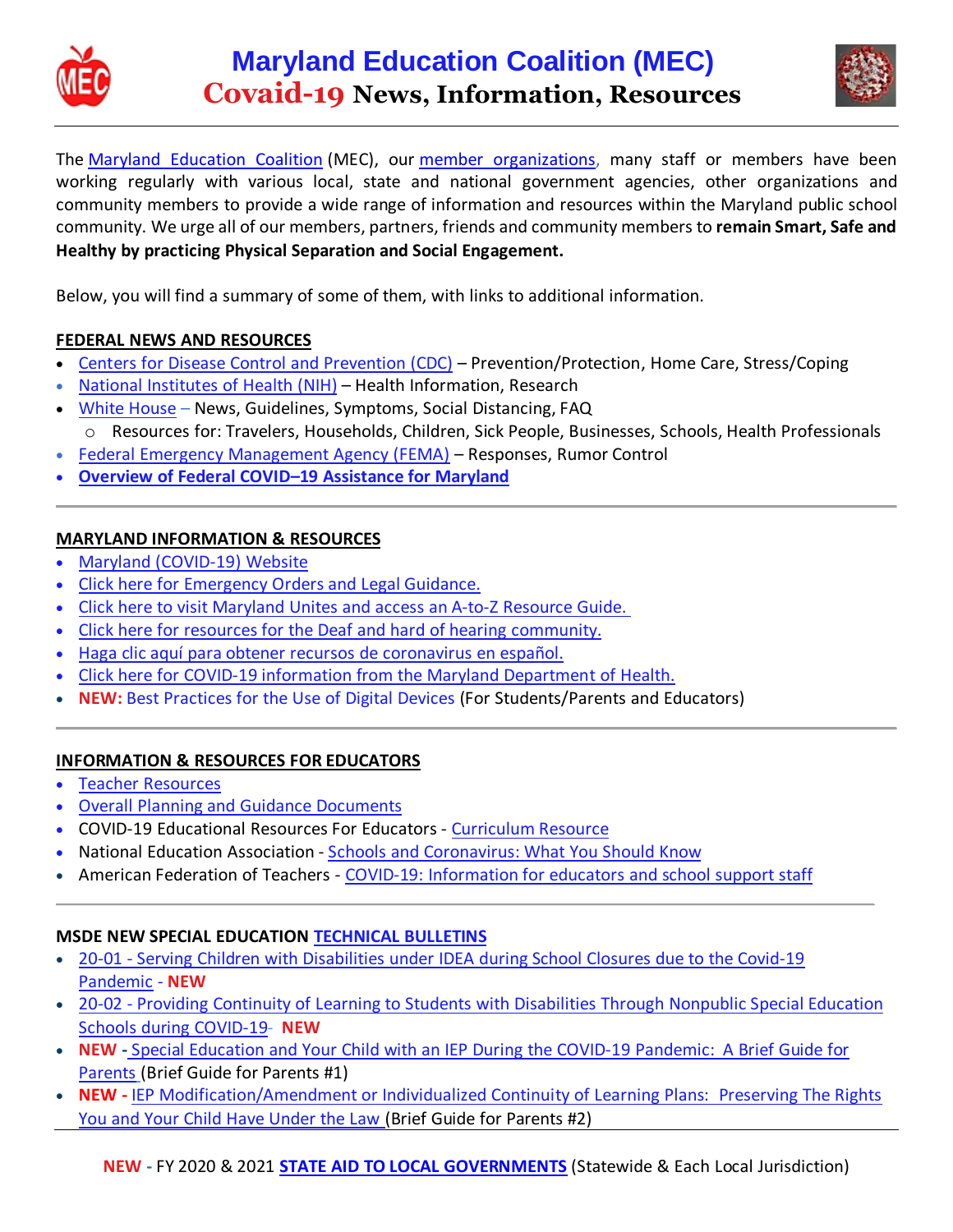# Maryland Education Coalition (MEC)

## Covaid-19 News, Information, Resources

The Maryland Education Coalition (MEC), our member organizations, many staff or members have been working regularly with various local, state and national government agencies, other organizations and community members to provide a wide range of information and resources within the Maryland public school community. We urge all of our members, partners, friends and community members to **remain Smart, Safe and Healthy by practicing Physical Separation and Social Engagement.**

Below, you will find a summary of some of them, with links to additional information.

### FEDERAL NEWS AND RESOURCES

- Centers for Disease Control and Prevention (CDC) – Prevention/Protection, Home Care, Stress/Coping
- National Institutes of Health (NIH) – Health Information, Research
- White House – News, Guidelines, Symptoms, Social Distancing, FAQ
  - Resources for: Travelers, Households, Children, Sick People, Businesses, Schools, Health Professionals
- Federal Emergency Management Agency (FEMA) – Responses, Rumor Control
- **Overview of Federal COVID–19 Assistance for Maryland**

### MARYLAND INFORMATION & RESOURCES

- Maryland (COVID-19) Website
- Click here for Emergency Orders and Legal Guidance.
- Click here to visit Maryland Unites and access an A-to-Z Resource Guide.
- Click here for resources for the Deaf and hard of hearing community.
- Haga clic aquí para obtener recursos de coronavirus en español.
- Click here for COVID-19 information from the Maryland Department of Health.
- **NEW:** Best Practices for the Use of Digital Devices (For Students/Parents and Educators)

### INFORMATION & RESOURCES FOR EDUCATORS

- Teacher Resources
- Overall Planning and Guidance Documents
- COVID-19 Educational Resources For Educators - Curriculum Resource
- National Education Association - Schools and Coronavirus: What You Should Know
- American Federation of Teachers - COVID-19: Information for educators and school support staff

### MSDE NEW SPECIAL EDUCATION TECHNICAL BULLETINS

- 20-01 - Serving Children with Disabilities under IDEA during School Closures due to the Covid-19 Pandemic - **NEW**
- 20-02 - Providing Continuity of Learning to Students with Disabilities Through Nonpublic Special Education Schools during COVID-19- **NEW**
- **NEW -** Special Education and Your Child with an IEP During the COVID-19 Pandemic: A Brief Guide for Parents (Brief Guide for Parents #1)
- **NEW -** IEP Modification/Amendment or Individualized Continuity of Learning Plans: Preserving The Rights You and Your Child Have Under the Law (Brief Guide for Parents #2)

**NEW** - FY 2020 & 2021 **STATE AID TO LOCAL GOVERNMENTS** (Statewide & Each Local Jurisdiction)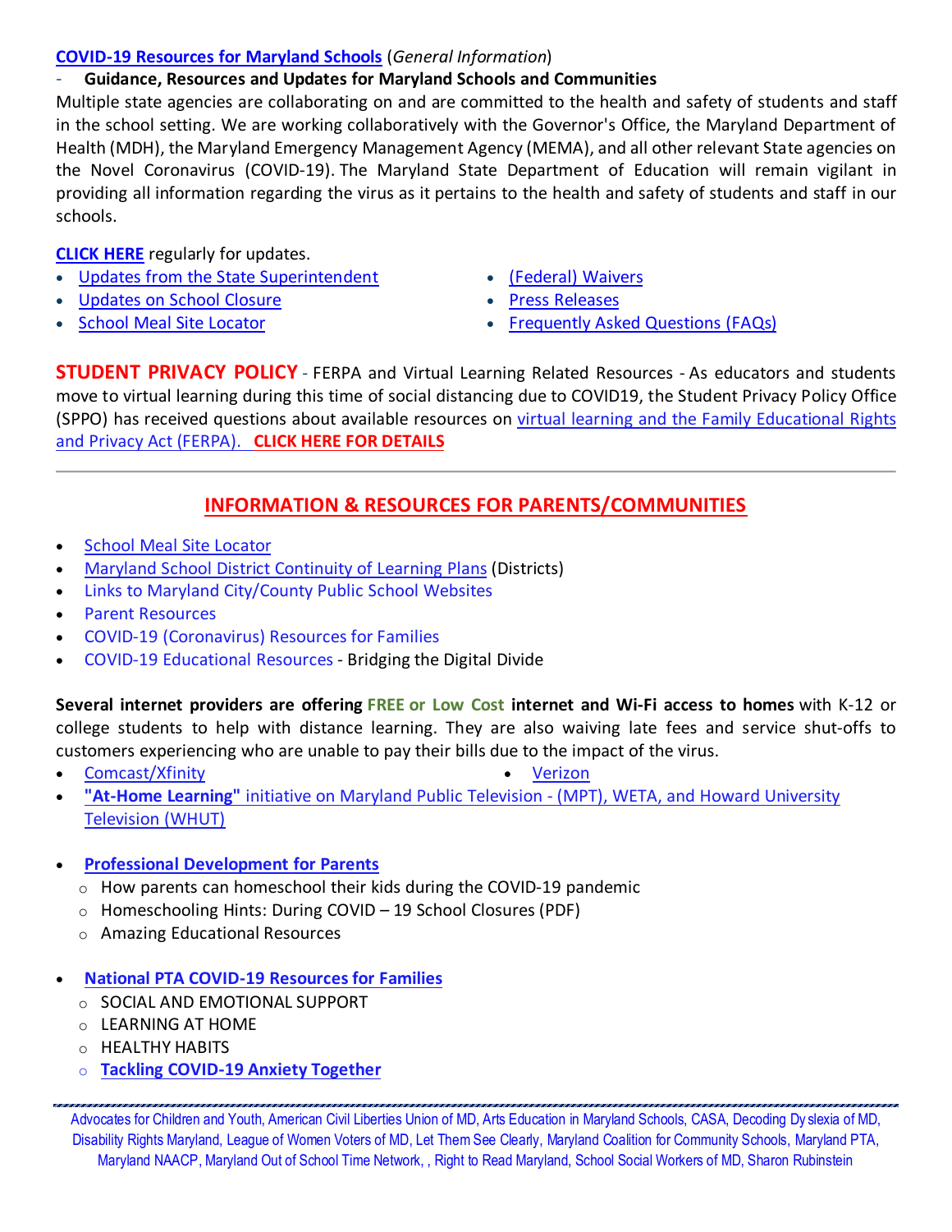**COVID-19 Resources for Maryland Schools** (*General Information*)

- **Guidance, Resources and Updates for Maryland Schools and Communities**

Multiple state agencies are collaborating on and are committed to the health and safety of students and staff in the school setting. We are working collaboratively with the Governor's Office, the Maryland Department of Health (MDH), the Maryland Emergency Management Agency (MEMA), and all other relevant State agencies on the Novel Coronavirus (COVID-19). The Maryland State Department of Education will remain vigilant in providing all information regarding the virus as it pertains to the health and safety of students and staff in our schools.

**CLICK HERE** regularly for updates.

- Updates from the State Superintendent
- Updates on School Closure
- School Meal Site Locator
- (Federal) Waivers
- Press Releases
- Frequently Asked Questions (FAQs)

**STUDENT PRIVACY POLICY** - FERPA and Virtual Learning Related Resources - As educators and students move to virtual learning during this time of social distancing due to COVID19, the Student Privacy Policy Office (SPPO) has received questions about available resources on virtual learning and the Family Educational Rights and Privacy Act (FERPA). **CLICK HERE FOR DETAILS**

---

## INFORMATION & RESOURCES FOR PARENTS/COMMUNITIES

- School Meal Site Locator
- Maryland School District Continuity of Learning Plans (Districts)
- Links to Maryland City/County Public School Websites
- Parent Resources
- COVID-19 (Coronavirus) Resources for Families
- COVID-19 Educational Resources - Bridging the Digital Divide

**Several internet providers are offering FREE or Low Cost internet and Wi-Fi access to homes** with K-12 or college students to help with distance learning. They are also waiving late fees and service shut-offs to customers experiencing who are unable to pay their bills due to the impact of the virus.

- Comcast/Xfinity
- Verizon
- **"At-Home Learning"** initiative on Maryland Public Television - (MPT), WETA, and Howard University Television (WHUT)

- **Professional Development for Parents**
  - How parents can homeschool their kids during the COVID-19 pandemic
  - Homeschooling Hints: During COVID – 19 School Closures (PDF)
  - Amazing Educational Resources

- **National PTA COVID-19 Resources for Families**
  - SOCIAL AND EMOTIONAL SUPPORT
  - LEARNING AT HOME
  - HEALTHY HABITS
  - **Tackling COVID-19 Anxiety Together**

Advocates for Children and Youth, American Civil Liberties Union of MD, Arts Education in Maryland Schools, CASA, Decoding Dyslexia of MD, Disability Rights Maryland, League of Women Voters of MD, Let Them See Clearly, Maryland Coalition for Community Schools, Maryland PTA, Maryland NAACP, Maryland Out of School Time Network, , Right to Read Maryland, School Social Workers of MD, Sharon Rubinstein